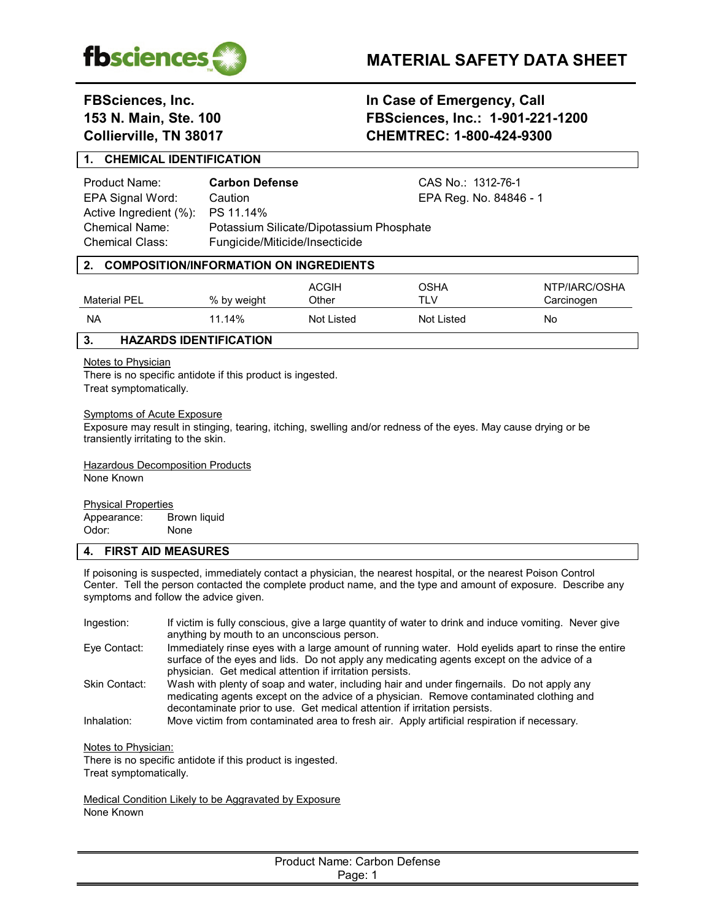# MATERIAL SAFETY DATA SHEET

**FBSciences, Inc.**
**153 N. Main, Ste. 100**
**Collierville, TN 38017**

**In Case of Emergency, Call**
**FBSciences, Inc.: 1-901-221-1200**
**CHEMTREC: 1-800-424-9300**

## 1. CHEMICAL IDENTIFICATION

| | | |
|---|---|---|
| Product Name: | **Carbon Defense** | CAS No.: 1312-76-1 |
| EPA Signal Word: | Caution | EPA Reg. No. 84846 - 1 |
| Active Ingredient (%): | PS 11.14% | |
| Chemical Name: | Potassium Silicate/Dipotassium Phosphate | |
| Chemical Class: | Fungicide/Miticide/Insecticide | |

## 2. COMPOSITION/INFORMATION ON INGREDIENTS

| Material PEL | % by weight | ACGIH Other | OSHA TLV | NTP/IARC/OSHA Carcinogen |
|---|---|---|---|---|
| NA | 11.14% | Not Listed | Not Listed | No |

## 3. HAZARDS IDENTIFICATION

Notes to Physician
There is no specific antidote if this product is ingested.
Treat symptomatically.

Symptoms of Acute Exposure
Exposure may result in stinging, tearing, itching, swelling and/or redness of the eyes. May cause drying or be transiently irritating to the skin.

Hazardous Decomposition Products
None Known

Physical Properties

| | |
|---|---|
| Appearance: | Brown liquid |
| Odor: | None |

## 4. FIRST AID MEASURES

If poisoning is suspected, immediately contact a physician, the nearest hospital, or the nearest Poison Control Center. Tell the person contacted the complete product name, and the type and amount of exposure. Describe any symptoms and follow the advice given.

| | |
|---|---|
| Ingestion: | If victim is fully conscious, give a large quantity of water to drink and induce vomiting. Never give anything by mouth to an unconscious person. |
| Eye Contact: | Immediately rinse eyes with a large amount of running water. Hold eyelids apart to rinse the entire surface of the eyes and lids. Do not apply any medicating agents except on the advice of a physician. Get medical attention if irritation persists. |
| Skin Contact: | Wash with plenty of soap and water, including hair and under fingernails. Do not apply any medicating agents except on the advice of a physician. Remove contaminated clothing and decontaminate prior to use. Get medical attention if irritation persists. |
| Inhalation: | Move victim from contaminated area to fresh air. Apply artificial respiration if necessary. |

Notes to Physician:
There is no specific antidote if this product is ingested.
Treat symptomatically.

Medical Condition Likely to be Aggravated by Exposure
None Known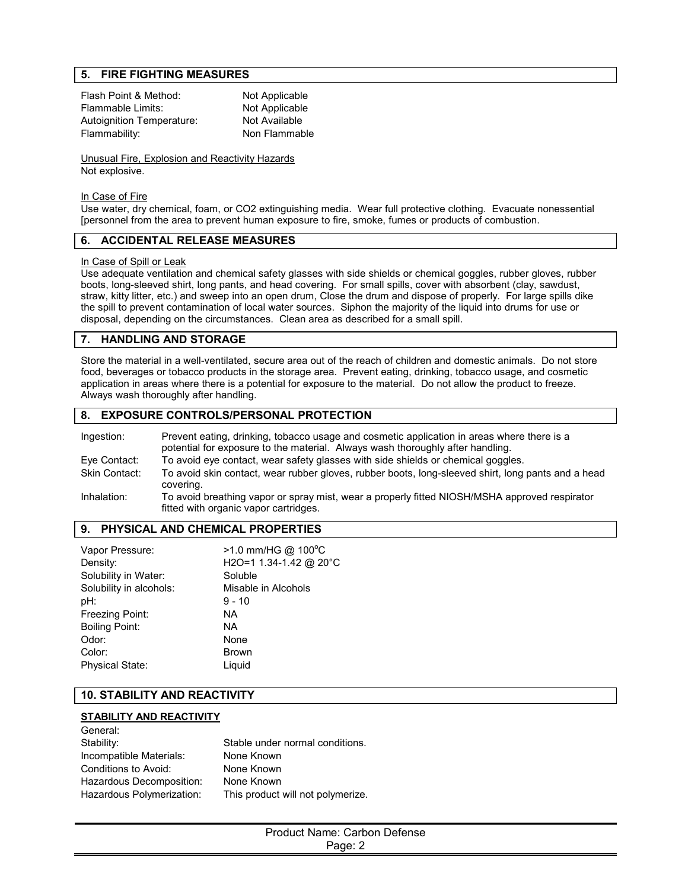## 5. FIRE FIGHTING MEASURES

| | |
|---|---|
| Flash Point & Method: | Not Applicable |
| Flammable Limits: | Not Applicable |
| Autoignition Temperature: | Not Available |
| Flammability: | Non Flammable |

Unusual Fire, Explosion and Reactivity Hazards
Not explosive.

In Case of Fire
Use water, dry chemical, foam, or CO2 extinguishing media. Wear full protective clothing. Evacuate nonessential [personnel from the area to prevent human exposure to fire, smoke, fumes or products of combustion.

## 6. ACCIDENTAL RELEASE MEASURES

In Case of Spill or Leak
Use adequate ventilation and chemical safety glasses with side shields or chemical goggles, rubber gloves, rubber boots, long-sleeved shirt, long pants, and head covering. For small spills, cover with absorbent (clay, sawdust, straw, kitty litter, etc.) and sweep into an open drum, Close the drum and dispose of properly. For large spills dike the spill to prevent contamination of local water sources. Siphon the majority of the liquid into drums for use or disposal, depending on the circumstances. Clean area as described for a small spill.

## 7. HANDLING AND STORAGE

Store the material in a well-ventilated, secure area out of the reach of children and domestic animals. Do not store food, beverages or tobacco products in the storage area. Prevent eating, drinking, tobacco usage, and cosmetic application in areas where there is a potential for exposure to the material. Do not allow the product to freeze. Always wash thoroughly after handling.

## 8. EXPOSURE CONTROLS/PERSONAL PROTECTION

| | |
|---|---|
| Ingestion: | Prevent eating, drinking, tobacco usage and cosmetic application in areas where there is a potential for exposure to the material. Always wash thoroughly after handling. |
| Eye Contact: | To avoid eye contact, wear safety glasses with side shields or chemical goggles. |
| Skin Contact: | To avoid skin contact, wear rubber gloves, rubber boots, long-sleeved shirt, long pants and a head covering. |
| Inhalation: | To avoid breathing vapor or spray mist, wear a properly fitted NIOSH/MSHA approved respirator fitted with organic vapor cartridges. |

## 9. PHYSICAL AND CHEMICAL PROPERTIES

| | |
|---|---|
| Vapor Pressure: | >1.0 mm/HG @ 100°C |
| Density: | H2O=1 1.34-1.42 @ 20°C |
| Solubility in Water: | Soluble |
| Solubility in alcohols: | Misable in Alcohols |
| pH: | 9 - 10 |
| Freezing Point: | NA |
| Boiling Point: | NA |
| Odor: | None |
| Color: | Brown |
| Physical State: | Liquid |

## 10. STABILITY AND REACTIVITY

**STABILITY AND REACTIVITY**

| | |
|---|---|
| General: | |
| Stability: | Stable under normal conditions. |
| Incompatible Materials: | None Known |
| Conditions to Avoid: | None Known |
| Hazardous Decomposition: | None Known |
| Hazardous Polymerization: | This product will not polymerize. |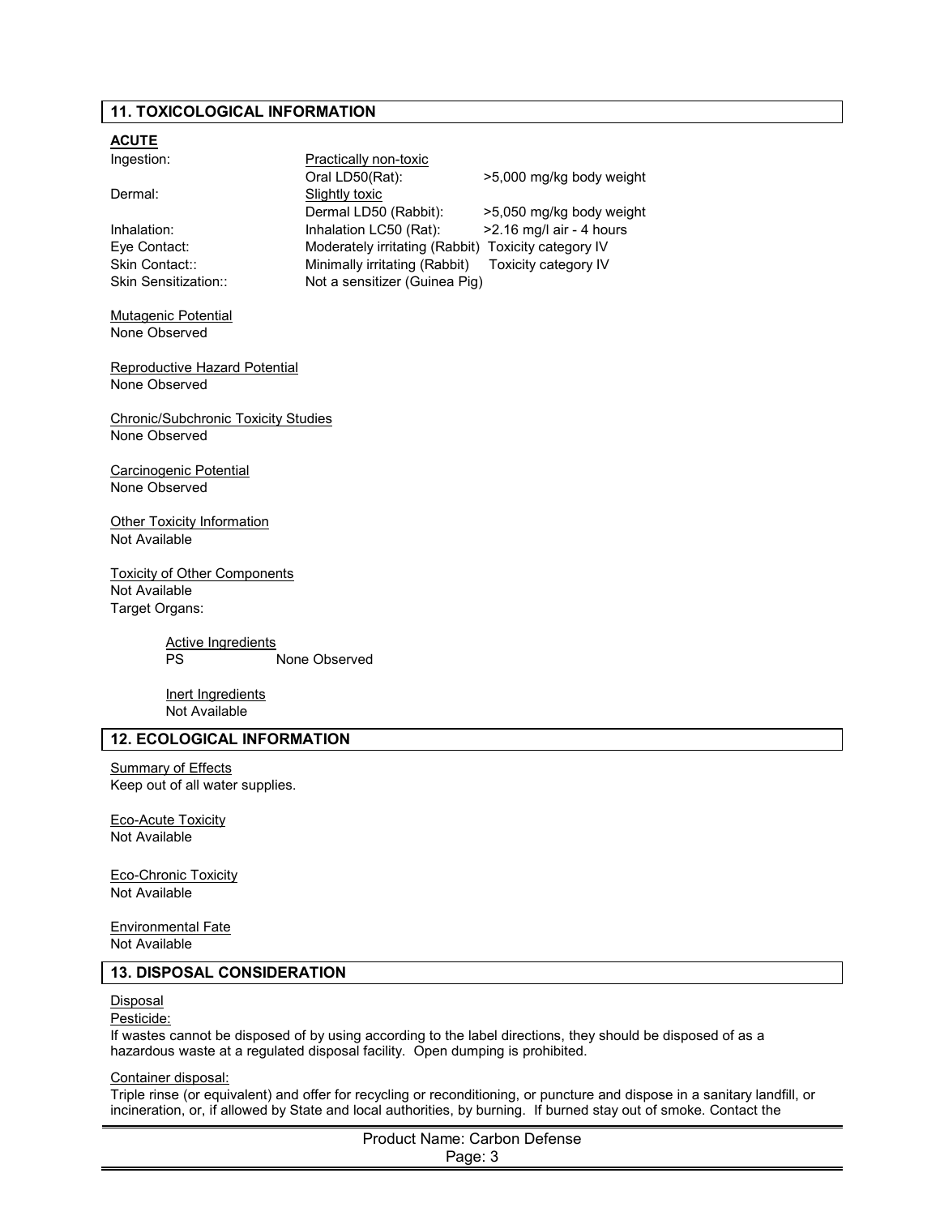## 11. TOXICOLOGICAL INFORMATION

**ACUTE**

| | | |
|---|---|---|
| Ingestion: | Practically non-toxic | |
| | Oral LD50(Rat): | >5,000 mg/kg body weight |
| Dermal: | Slightly toxic | |
| | Dermal LD50 (Rabbit): | >5,050 mg/kg body weight |
| Inhalation: | Inhalation LC50 (Rat): | >2.16 mg/l air - 4 hours |
| Eye Contact: | Moderately irritating (Rabbit) | Toxicity category IV |
| Skin Contact:: | Minimally irritating (Rabbit) | Toxicity category IV |
| Skin Sensitization:: | Not a sensitizer (Guinea Pig) | |

Mutagenic Potential
None Observed

Reproductive Hazard Potential
None Observed

Chronic/Subchronic Toxicity Studies
None Observed

Carcinogenic Potential
None Observed

Other Toxicity Information
Not Available

Toxicity of Other Components
Not Available
Target Organs:

Active Ingredients
PS None Observed

Inert Ingredients
Not Available

## 12. ECOLOGICAL INFORMATION

Summary of Effects
Keep out of all water supplies.

Eco-Acute Toxicity
Not Available

Eco-Chronic Toxicity
Not Available

Environmental Fate
Not Available

## 13. DISPOSAL CONSIDERATION

Disposal

Pesticide:
If wastes cannot be disposed of by using according to the label directions, they should be disposed of as a hazardous waste at a regulated disposal facility. Open dumping is prohibited.

Container disposal:
Triple rinse (or equivalent) and offer for recycling or reconditioning, or puncture and dispose in a sanitary landfill, or incineration, or, if allowed by State and local authorities, by burning. If burned stay out of smoke. Contact the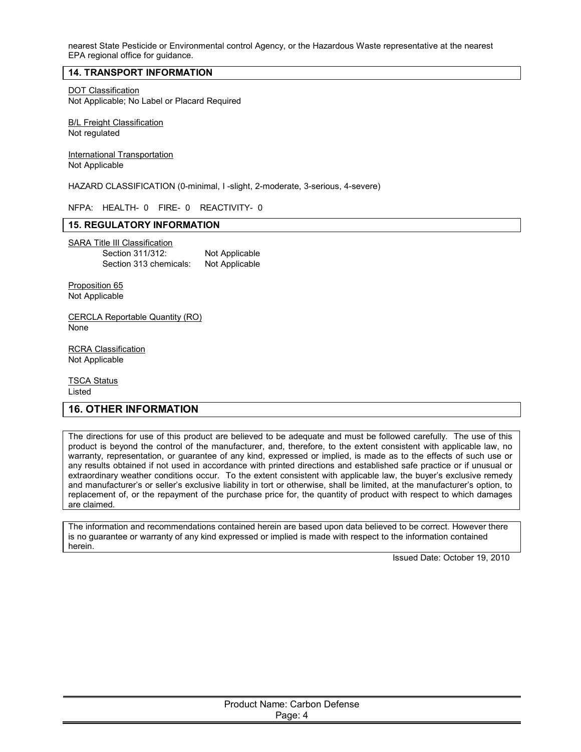nearest State Pesticide or Environmental control Agency, or the Hazardous Waste representative at the nearest EPA regional office for guidance.

## 14. TRANSPORT INFORMATION

DOT Classification
Not Applicable; No Label or Placard Required

B/L Freight Classification
Not regulated

International Transportation
Not Applicable

HAZARD CLASSIFICATION (0-minimal, I -slight, 2-moderate, 3-serious, 4-severe)

NFPA: HEALTH- 0 FIRE- 0 REACTIVITY- 0

## 15. REGULATORY INFORMATION

SARA Title III Classification

| | |
|---|---|
| Section 311/312: | Not Applicable |
| Section 313 chemicals: | Not Applicable |

Proposition 65
Not Applicable

CERCLA Reportable Quantity (RO)
None

RCRA Classification
Not Applicable

TSCA Status
Listed

## 16. OTHER INFORMATION

The directions for use of this product are believed to be adequate and must be followed carefully. The use of this product is beyond the control of the manufacturer, and, therefore, to the extent consistent with applicable law, no warranty, representation, or guarantee of any kind, expressed or implied, is made as to the effects of such use or any results obtained if not used in accordance with printed directions and established safe practice or if unusual or extraordinary weather conditions occur. To the extent consistent with applicable law, the buyer's exclusive remedy and manufacturer's or seller's exclusive liability in tort or otherwise, shall be limited, at the manufacturer's option, to replacement of, or the repayment of the purchase price for, the quantity of product with respect to which damages are claimed.

The information and recommendations contained herein are based upon data believed to be correct. However there is no guarantee or warranty of any kind expressed or implied is made with respect to the information contained herein.

Issued Date: October 19, 2010